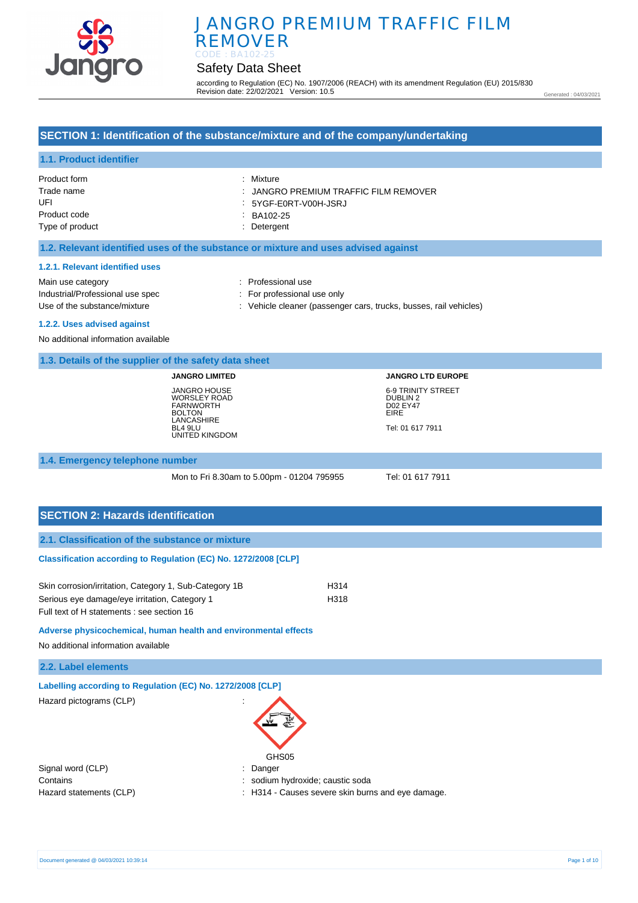# JANGRO PREMIUM TRAFFIC FILM REMOVER

CODE : BA102-25

## Safety Data Sheet

according to Regulation (EC) No. 1907/2006 (REACH) with its amendment Regulation (EU) 2015/830
Revision date: 22/02/2021 Version: 10.5

Generated : 04/03/2021

## SECTION 1: Identification of the substance/mixture and of the company/undertaking

### 1.1. Product identifier

| | |
|---|---|
| Product form | : Mixture |
| Trade name | : JANGRO PREMIUM TRAFFIC FILM REMOVER |
| UFI | : 5YGF-E0RT-V00H-JSRJ |
| Product code | : BA102-25 |
| Type of product | : Detergent |

### 1.2. Relevant identified uses of the substance or mixture and uses advised against

#### 1.2.1. Relevant identified uses

| | |
|---|---|
| Main use category | : Professional use |
| Industrial/Professional use spec | : For professional use only |
| Use of the substance/mixture | : Vehicle cleaner (passenger cars, trucks, busses, rail vehicles) |

#### 1.2.2. Uses advised against

No additional information available

### 1.3. Details of the supplier of the safety data sheet

**JANGRO LIMITED**

JANGRO HOUSE
WORSLEY ROAD
FARNWORTH
BOLTON
LANCASHIRE
BL4 9LU
UNITED KINGDOM

**JANGRO LTD EUROPE**

6-9 TRINITY STREET
DUBLIN 2
D02 EY47
EIRE

Tel: 01 617 7911

### 1.4. Emergency telephone number

Mon to Fri 8.30am to 5.00pm - 01204 795955

Tel: 01 617 7911

## SECTION 2: Hazards identification

### 2.1. Classification of the substance or mixture

**Classification according to Regulation (EC) No. 1272/2008 [CLP]**

| | |
|---|---|
| Skin corrosion/irritation, Category 1, Sub-Category 1B | H314 |
| Serious eye damage/eye irritation, Category 1 | H318 |

Full text of H statements : see section 16

**Adverse physicochemical, human health and environmental effects**

No additional information available

### 2.2. Label elements

**Labelling according to Regulation (EC) No. 1272/2008 [CLP]**

Hazard pictograms (CLP) :

GHS05

| | |
|---|---|
| Signal word (CLP) | : Danger |
| Contains | : sodium hydroxide; caustic soda |
| Hazard statements (CLP) | : H314 - Causes severe skin burns and eye damage. |

Document generated @ 04/03/2021 10:39:14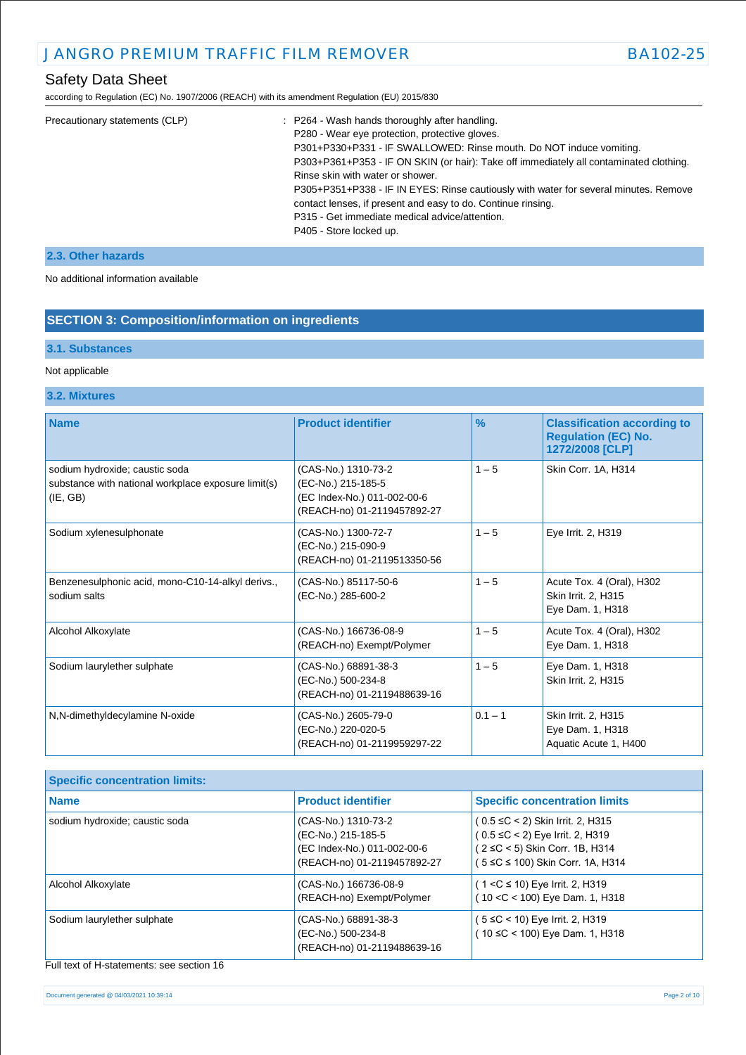| | |
|---|---|
| Precautionary statements (CLP) | : P264 - Wash hands thoroughly after handling.<br>P280 - Wear eye protection, protective gloves.<br>P301+P330+P331 - IF SWALLOWED: Rinse mouth. Do NOT induce vomiting.<br>P303+P361+P353 - IF ON SKIN (or hair): Take off immediately all contaminated clothing. Rinse skin with water or shower.<br>P305+P351+P338 - IF IN EYES: Rinse cautiously with water for several minutes. Remove contact lenses, if present and easy to do. Continue rinsing.<br>P315 - Get immediate medical advice/attention.<br>P405 - Store locked up. |

### 2.3. Other hazards

No additional information available

## SECTION 3: Composition/information on ingredients

### 3.1. Substances

Not applicable

### 3.2. Mixtures

| Name | Product identifier | % | Classification according to Regulation (EC) No. 1272/2008 [CLP] |
|---|---|---|---|
| sodium hydroxide; caustic soda<br>substance with national workplace exposure limit(s) (IE, GB) | (CAS-No.) 1310-73-2<br>(EC-No.) 215-185-5<br>(EC Index-No.) 011-002-00-6<br>(REACH-no) 01-2119457892-27 | 1 – 5 | Skin Corr. 1A, H314 |
| Sodium xylenesulphonate | (CAS-No.) 1300-72-7<br>(EC-No.) 215-090-9<br>(REACH-no) 01-2119513350-56 | 1 – 5 | Eye Irrit. 2, H319 |
| Benzenesulphonic acid, mono-C10-14-alkyl derivs., sodium salts | (CAS-No.) 85117-50-6<br>(EC-No.) 285-600-2 | 1 – 5 | Acute Tox. 4 (Oral), H302<br>Skin Irrit. 2, H315<br>Eye Dam. 1, H318 |
| Alcohol Alkoxylate | (CAS-No.) 166736-08-9<br>(REACH-no) Exempt/Polymer | 1 – 5 | Acute Tox. 4 (Oral), H302<br>Eye Dam. 1, H318 |
| Sodium laurylether sulphate | (CAS-No.) 68891-38-3<br>(EC-No.) 500-234-8<br>(REACH-no) 01-2119488639-16 | 1 – 5 | Eye Dam. 1, H318<br>Skin Irrit. 2, H315 |
| N,N-dimethyldecylamine N-oxide | (CAS-No.) 2605-79-0<br>(EC-No.) 220-020-5<br>(REACH-no) 01-2119959297-22 | 0.1 – 1 | Skin Irrit. 2, H315<br>Eye Dam. 1, H318<br>Aquatic Acute 1, H400 |

| Specific concentration limits: | | |
|---|---|---|
| **Name** | **Product identifier** | **Specific concentration limits** |
| sodium hydroxide; caustic soda | (CAS-No.) 1310-73-2<br>(EC-No.) 215-185-5<br>(EC Index-No.) 011-002-00-6<br>(REACH-no) 01-2119457892-27 | ( 0.5 ≤C < 2) Skin Irrit. 2, H315<br>( 0.5 ≤C < 2) Eye Irrit. 2, H319<br>( 2 ≤C < 5) Skin Corr. 1B, H314<br>( 5 ≤C ≤ 100) Skin Corr. 1A, H314 |
| Alcohol Alkoxylate | (CAS-No.) 166736-08-9<br>(REACH-no) Exempt/Polymer | ( 1 <C ≤ 10) Eye Irrit. 2, H319<br>( 10 <C < 100) Eye Dam. 1, H318 |
| Sodium laurylether sulphate | (CAS-No.) 68891-38-3<br>(EC-No.) 500-234-8<br>(REACH-no) 01-2119488639-16 | ( 5 ≤C < 10) Eye Irrit. 2, H319<br>( 10 ≤C < 100) Eye Dam. 1, H318 |

Full text of H-statements: see section 16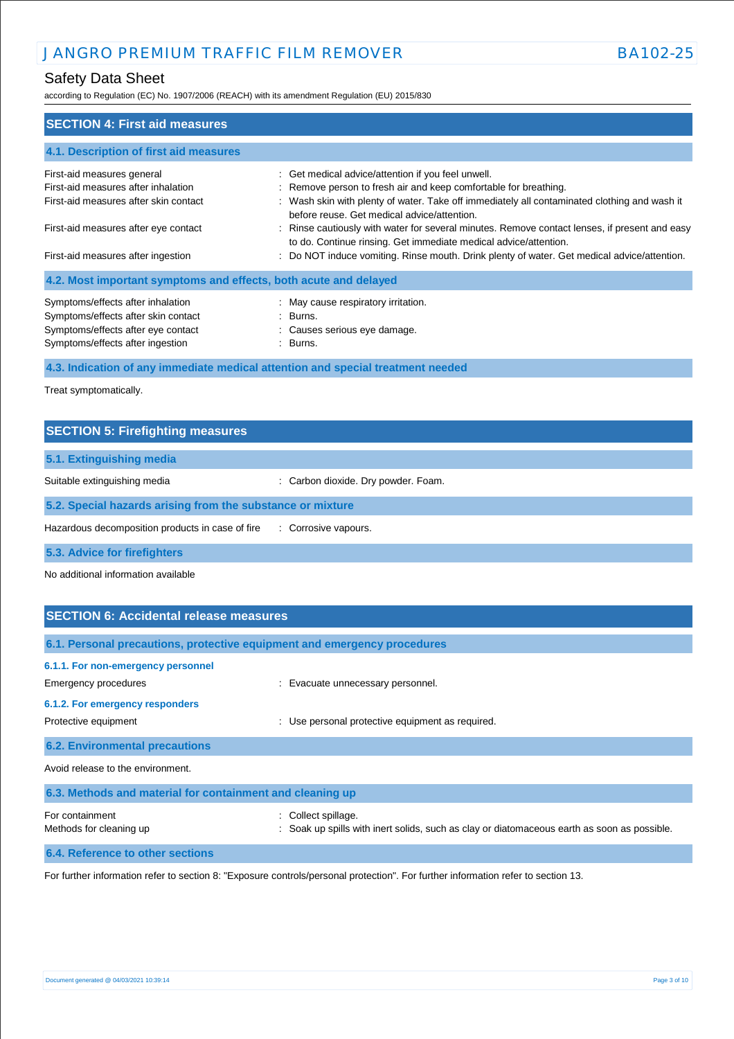## SECTION 4: First aid measures

### 4.1. Description of first aid measures

| | |
|---|---|
| First-aid measures general | : Get medical advice/attention if you feel unwell. |
| First-aid measures after inhalation | : Remove person to fresh air and keep comfortable for breathing. |
| First-aid measures after skin contact | : Wash skin with plenty of water. Take off immediately all contaminated clothing and wash it before reuse. Get medical advice/attention. |
| First-aid measures after eye contact | : Rinse cautiously with water for several minutes. Remove contact lenses, if present and easy to do. Continue rinsing. Get immediate medical advice/attention. |
| First-aid measures after ingestion | : Do NOT induce vomiting. Rinse mouth. Drink plenty of water. Get medical advice/attention. |

### 4.2. Most important symptoms and effects, both acute and delayed

| | |
|---|---|
| Symptoms/effects after inhalation | : May cause respiratory irritation. |
| Symptoms/effects after skin contact | : Burns. |
| Symptoms/effects after eye contact | : Causes serious eye damage. |
| Symptoms/effects after ingestion | : Burns. |

### 4.3. Indication of any immediate medical attention and special treatment needed

Treat symptomatically.

## SECTION 5: Firefighting measures

### 5.1. Extinguishing media

| | |
|---|---|
| Suitable extinguishing media | : Carbon dioxide. Dry powder. Foam. |

### 5.2. Special hazards arising from the substance or mixture

| | |
|---|---|
| Hazardous decomposition products in case of fire | : Corrosive vapours. |

### 5.3. Advice for firefighters

No additional information available

## SECTION 6: Accidental release measures

### 6.1. Personal precautions, protective equipment and emergency procedures

#### 6.1.1. For non-emergency personnel

| | |
|---|---|
| Emergency procedures | : Evacuate unnecessary personnel. |

#### 6.1.2. For emergency responders

| | |
|---|---|
| Protective equipment | : Use personal protective equipment as required. |

### 6.2. Environmental precautions

Avoid release to the environment.

### 6.3. Methods and material for containment and cleaning up

| | |
|---|---|
| For containment | : Collect spillage. |
| Methods for cleaning up | : Soak up spills with inert solids, such as clay or diatomaceous earth as soon as possible. |

### 6.4. Reference to other sections

For further information refer to section 8: "Exposure controls/personal protection". For further information refer to section 13.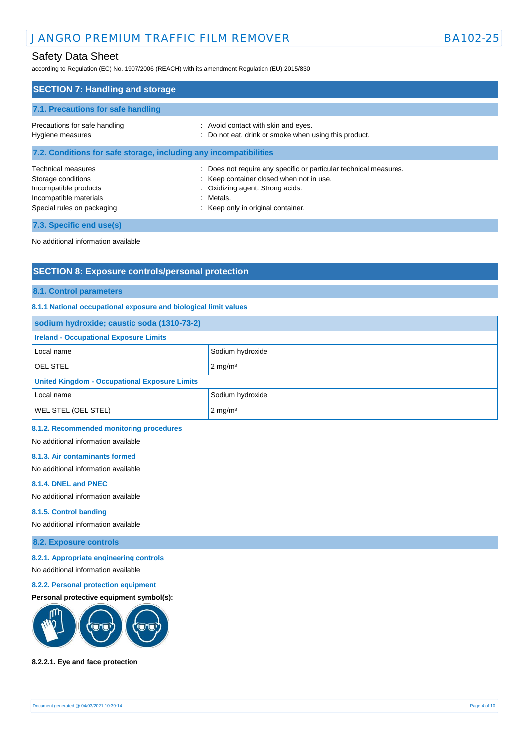## SECTION 7: Handling and storage

### 7.1. Precautions for safe handling

Precautions for safe handling : Avoid contact with skin and eyes.
Hygiene measures : Do not eat, drink or smoke when using this product.

### 7.2. Conditions for safe storage, including any incompatibilities

Technical measures : Does not require any specific or particular technical measures.
Storage conditions : Keep container closed when not in use.
Incompatible products : Oxidizing agent. Strong acids.
Incompatible materials : Metals.
Special rules on packaging : Keep only in original container.

### 7.3. Specific end use(s)

No additional information available

## SECTION 8: Exposure controls/personal protection

### 8.1. Control parameters

#### 8.1.1 National occupational exposure and biological limit values

| sodium hydroxide; caustic soda (1310-73-2) | |
|---|---|
| **Ireland - Occupational Exposure Limits** | |
| Local name | Sodium hydroxide |
| OEL STEL | 2 mg/m³ |
| **United Kingdom - Occupational Exposure Limits** | |
| Local name | Sodium hydroxide |
| WEL STEL (OEL STEL) | 2 mg/m³ |

#### 8.1.2. Recommended monitoring procedures

No additional information available

#### 8.1.3. Air contaminants formed

No additional information available

#### 8.1.4. DNEL and PNEC

No additional information available

#### 8.1.5. Control banding

No additional information available

### 8.2. Exposure controls

#### 8.2.1. Appropriate engineering controls

No additional information available

#### 8.2.2. Personal protection equipment

**Personal protective equipment symbol(s):**

**8.2.2.1. Eye and face protection**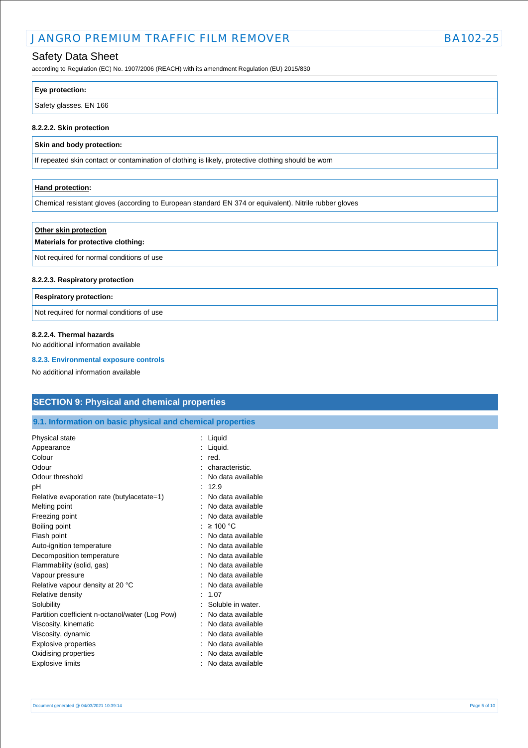**Eye protection:**

Safety glasses. EN 166

#### 8.2.2.2. Skin protection

**Skin and body protection:**

If repeated skin contact or contamination of clothing is likely, protective clothing should be worn

**Hand protection:**

Chemical resistant gloves (according to European standard EN 374 or equivalent). Nitrile rubber gloves

**Other skin protection**

**Materials for protective clothing:**

Not required for normal conditions of use

#### 8.2.2.3. Respiratory protection

**Respiratory protection:**

Not required for normal conditions of use

#### 8.2.2.4. Thermal hazards

No additional information available

#### 8.2.3. Environmental exposure controls

No additional information available

## SECTION 9: Physical and chemical properties

### 9.1. Information on basic physical and chemical properties

| | |
|---|---|
| Physical state | : Liquid |
| Appearance | : Liquid. |
| Colour | : red. |
| Odour | : characteristic. |
| Odour threshold | : No data available |
| pH | : 12.9 |
| Relative evaporation rate (butylacetate=1) | : No data available |
| Melting point | : No data available |
| Freezing point | : No data available |
| Boiling point | : ≥ 100 °C |
| Flash point | : No data available |
| Auto-ignition temperature | : No data available |
| Decomposition temperature | : No data available |
| Flammability (solid, gas) | : No data available |
| Vapour pressure | : No data available |
| Relative vapour density at 20 °C | : No data available |
| Relative density | : 1.07 |
| Solubility | : Soluble in water. |
| Partition coefficient n-octanol/water (Log Pow) | : No data available |
| Viscosity, kinematic | : No data available |
| Viscosity, dynamic | : No data available |
| Explosive properties | : No data available |
| Oxidising properties | : No data available |
| Explosive limits | : No data available |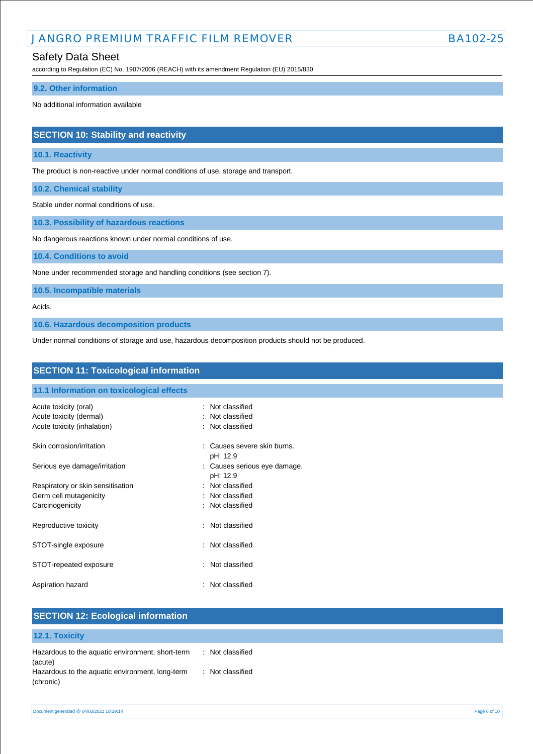### 9.2. Other information

No additional information available

## SECTION 10: Stability and reactivity

### 10.1. Reactivity

The product is non-reactive under normal conditions of use, storage and transport.

### 10.2. Chemical stability

Stable under normal conditions of use.

### 10.3. Possibility of hazardous reactions

No dangerous reactions known under normal conditions of use.

### 10.4. Conditions to avoid

None under recommended storage and handling conditions (see section 7).

### 10.5. Incompatible materials

Acids.

### 10.6. Hazardous decomposition products

Under normal conditions of storage and use, hazardous decomposition products should not be produced.

## SECTION 11: Toxicological information

### 11.1 Information on toxicological effects

| | |
|---|---|
| Acute toxicity (oral) | : Not classified |
| Acute toxicity (dermal) | : Not classified |
| Acute toxicity (inhalation) | : Not classified |
| Skin corrosion/irritation | : Causes severe skin burns.<br>pH: 12.9 |
| Serious eye damage/irritation | : Causes serious eye damage.<br>pH: 12.9 |
| Respiratory or skin sensitisation | : Not classified |
| Germ cell mutagenicity | : Not classified |
| Carcinogenicity | : Not classified |
| Reproductive toxicity | : Not classified |
| STOT-single exposure | : Not classified |
| STOT-repeated exposure | : Not classified |
| Aspiration hazard | : Not classified |

## SECTION 12: Ecological information

### 12.1. Toxicity

| | |
|---|---|
| Hazardous to the aquatic environment, short-term (acute) | : Not classified |
| Hazardous to the aquatic environment, long-term (chronic) | : Not classified |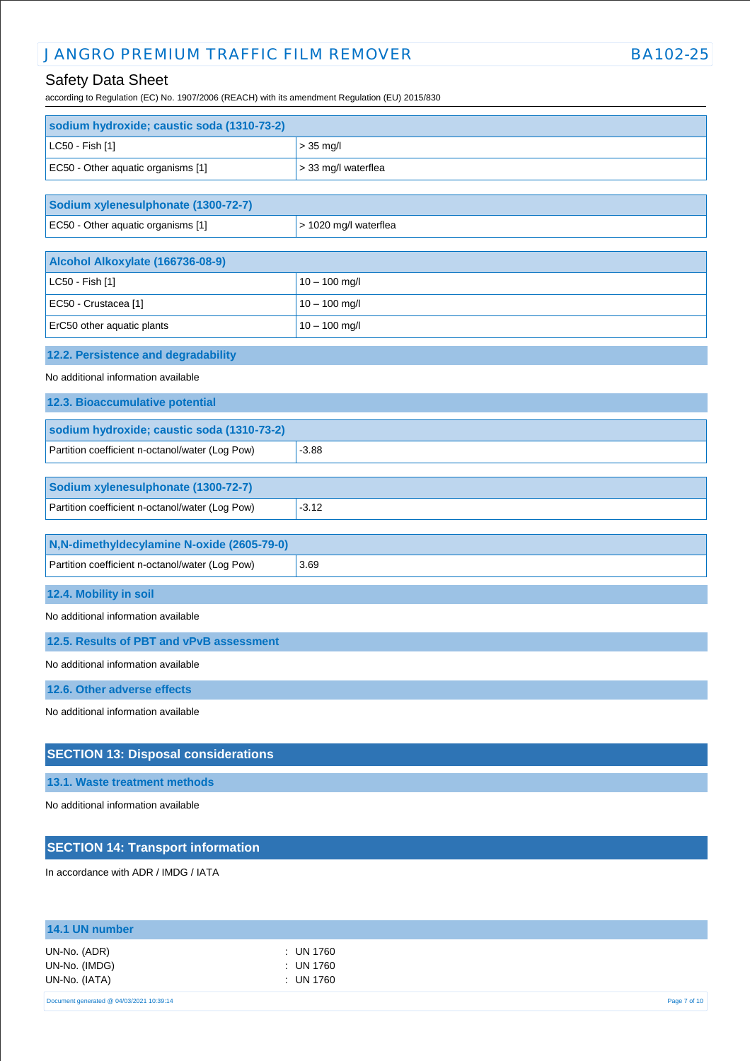| sodium hydroxide; caustic soda (1310-73-2) | |
|---|---|
| LC50 - Fish [1] | > 35 mg/l |
| EC50 - Other aquatic organisms [1] | > 33 mg/l waterflea |

| Sodium xylenesulphonate (1300-72-7) | |
|---|---|
| EC50 - Other aquatic organisms [1] | > 1020 mg/l waterflea |

| Alcohol Alkoxylate (166736-08-9) | |
|---|---|
| LC50 - Fish [1] | 10 – 100 mg/l |
| EC50 - Crustacea [1] | 10 – 100 mg/l |
| ErC50 other aquatic plants | 10 – 100 mg/l |

### 12.2. Persistence and degradability

No additional information available

### 12.3. Bioaccumulative potential

| sodium hydroxide; caustic soda (1310-73-2) | |
|---|---|
| Partition coefficient n-octanol/water (Log Pow) | -3.88 |

| Sodium xylenesulphonate (1300-72-7) | |
|---|---|
| Partition coefficient n-octanol/water (Log Pow) | -3.12 |

| N,N-dimethyldecylamine N-oxide (2605-79-0) | |
|---|---|
| Partition coefficient n-octanol/water (Log Pow) | 3.69 |

### 12.4. Mobility in soil

No additional information available

### 12.5. Results of PBT and vPvB assessment

No additional information available

### 12.6. Other adverse effects

No additional information available

## SECTION 13: Disposal considerations

### 13.1. Waste treatment methods

No additional information available

## SECTION 14: Transport information

In accordance with ADR / IMDG / IATA

### 14.1 UN number

UN-No. (ADR) : UN 1760
UN-No. (IMDG) : UN 1760
UN-No. (IATA) : UN 1760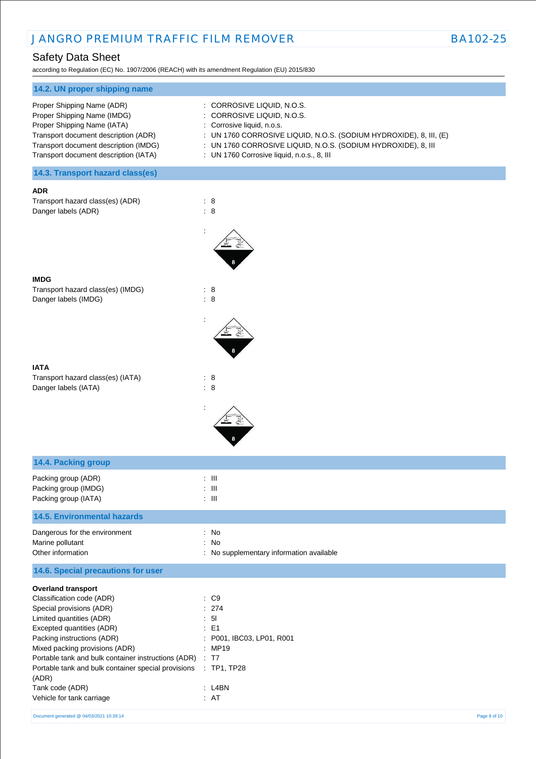## 14.2. UN proper shipping name

| | |
|---|---|
| Proper Shipping Name (ADR) | : CORROSIVE LIQUID, N.O.S. |
| Proper Shipping Name (IMDG) | : CORROSIVE LIQUID, N.O.S. |
| Proper Shipping Name (IATA) | : Corrosive liquid, n.o.s. |
| Transport document description (ADR) | : UN 1760 CORROSIVE LIQUID, N.O.S. (SODIUM HYDROXIDE), 8, III, (E) |
| Transport document description (IMDG) | : UN 1760 CORROSIVE LIQUID, N.O.S. (SODIUM HYDROXIDE), 8, III |
| Transport document description (IATA) | : UN 1760 Corrosive liquid, n.o.s., 8, III |

## 14.3. Transport hazard class(es)

**ADR**

| | |
|---|---|
| Transport hazard class(es) (ADR) | : 8 |
| Danger labels (ADR) | : 8 |
| | : |

**IMDG**

| | |
|---|---|
| Transport hazard class(es) (IMDG) | : 8 |
| Danger labels (IMDG) | : 8 |
| | : |

**IATA**

| | |
|---|---|
| Transport hazard class(es) (IATA) | : 8 |
| Danger labels (IATA) | : 8 |
| | : |

## 14.4. Packing group

| | |
|---|---|
| Packing group (ADR) | : III |
| Packing group (IMDG) | : III |
| Packing group (IATA) | : III |

## 14.5. Environmental hazards

| | |
|---|---|
| Dangerous for the environment | : No |
| Marine pollutant | : No |
| Other information | : No supplementary information available |

## 14.6. Special precautions for user

**Overland transport**

| | |
|---|---|
| Classification code (ADR) | : C9 |
| Special provisions (ADR) | : 274 |
| Limited quantities (ADR) | : 5l |
| Excepted quantities (ADR) | : E1 |
| Packing instructions (ADR) | : P001, IBC03, LP01, R001 |
| Mixed packing provisions (ADR) | : MP19 |
| Portable tank and bulk container instructions (ADR) | : T7 |
| Portable tank and bulk container special provisions (ADR) | : TP1, TP28 |
| Tank code (ADR) | : L4BN |
| Vehicle for tank carriage | : AT |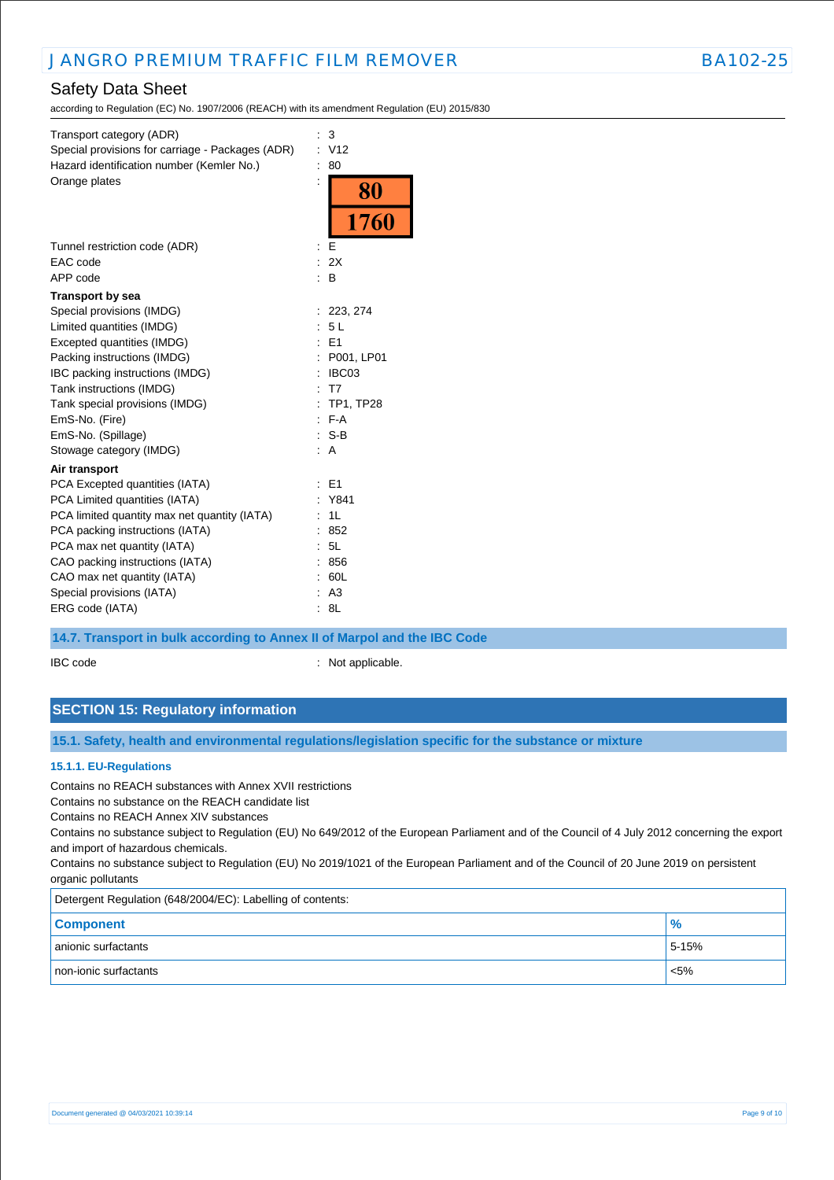Transport category (ADR) : 3
Special provisions for carriage - Packages (ADR) : V12
Hazard identification number (Kemler No.) : 80
Orange plates :

| 80 |
| --- |
| 1760 |

Tunnel restriction code (ADR) : E
EAC code : 2X
APP code : B

**Transport by sea**

Special provisions (IMDG) : 223, 274
Limited quantities (IMDG) : 5 L
Excepted quantities (IMDG) : E1
Packing instructions (IMDG) : P001, LP01
IBC packing instructions (IMDG) : IBC03
Tank instructions (IMDG) : T7
Tank special provisions (IMDG) : TP1, TP28
EmS-No. (Fire) : F-A
EmS-No. (Spillage) : S-B
Stowage category (IMDG) : A

**Air transport**

PCA Excepted quantities (IATA) : E1
PCA Limited quantities (IATA) : Y841
PCA limited quantity max net quantity (IATA) : 1L
PCA packing instructions (IATA) : 852
PCA max net quantity (IATA) : 5L
CAO packing instructions (IATA) : 856
CAO max net quantity (IATA) : 60L
Special provisions (IATA) : A3
ERG code (IATA) : 8L

### 14.7. Transport in bulk according to Annex II of Marpol and the IBC Code

IBC code : Not applicable.

## SECTION 15: Regulatory information

### 15.1. Safety, health and environmental regulations/legislation specific for the substance or mixture

#### 15.1.1. EU-Regulations

Contains no REACH substances with Annex XVII restrictions
Contains no substance on the REACH candidate list
Contains no REACH Annex XIV substances
Contains no substance subject to Regulation (EU) No 649/2012 of the European Parliament and of the Council of 4 July 2012 concerning the export and import of hazardous chemicals.
Contains no substance subject to Regulation (EU) No 2019/1021 of the European Parliament and of the Council of 20 June 2019 on persistent organic pollutants

Detergent Regulation (648/2004/EC): Labelling of contents:

| Component | % |
| --- | --- |
| anionic surfactants | 5-15% |
| non-ionic surfactants | <5% |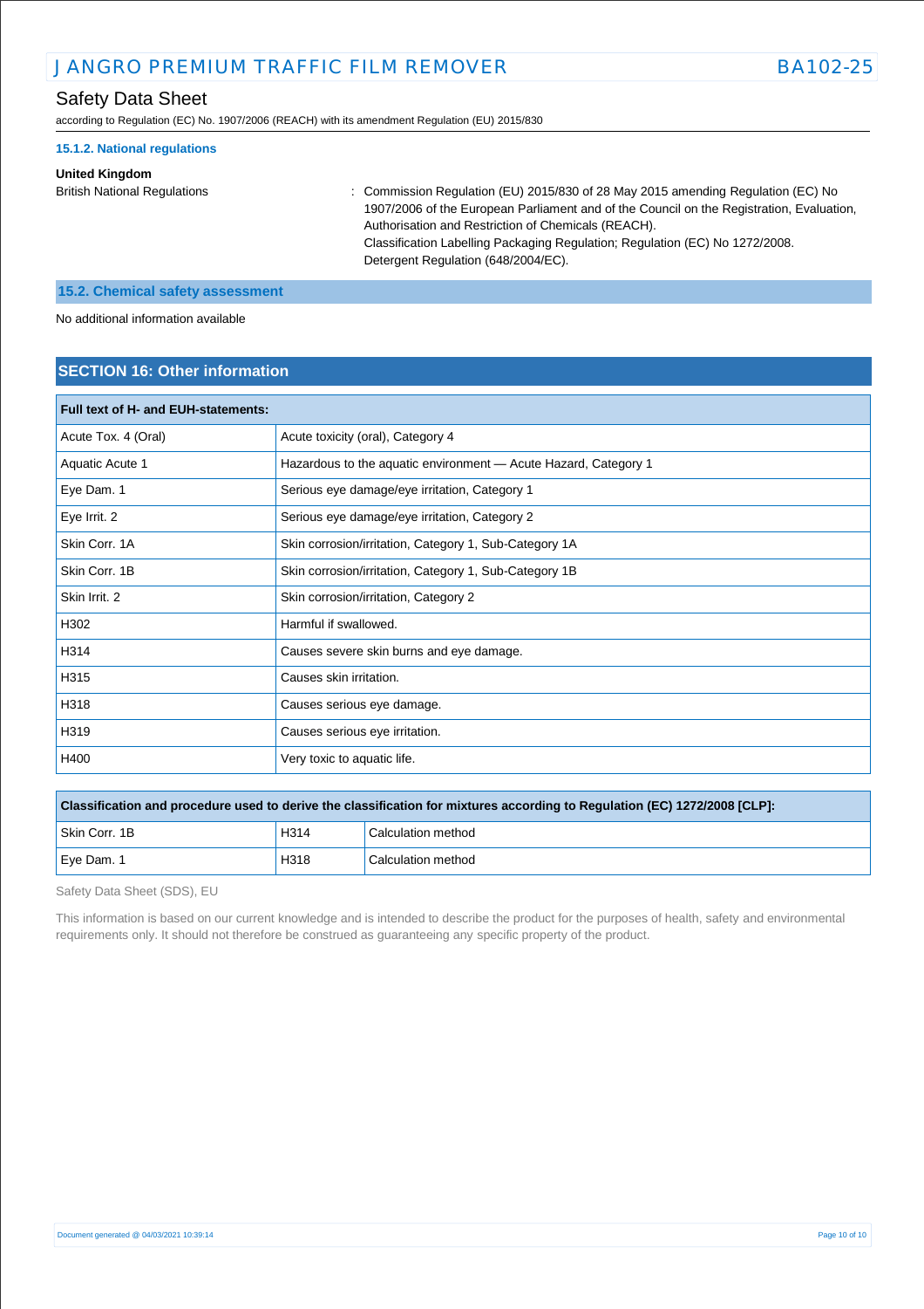#### 15.1.2. National regulations

**United Kingdom**

British National Regulations : Commission Regulation (EU) 2015/830 of 28 May 2015 amending Regulation (EC) No 1907/2006 of the European Parliament and of the Council on the Registration, Evaluation, Authorisation and Restriction of Chemicals (REACH).
Classification Labelling Packaging Regulation; Regulation (EC) No 1272/2008.
Detergent Regulation (648/2004/EC).

### 15.2. Chemical safety assessment

No additional information available

## SECTION 16: Other information

| Full text of H- and EUH-statements: | |
|---|---|
| Acute Tox. 4 (Oral) | Acute toxicity (oral), Category 4 |
| Aquatic Acute 1 | Hazardous to the aquatic environment — Acute Hazard, Category 1 |
| Eye Dam. 1 | Serious eye damage/eye irritation, Category 1 |
| Eye Irrit. 2 | Serious eye damage/eye irritation, Category 2 |
| Skin Corr. 1A | Skin corrosion/irritation, Category 1, Sub-Category 1A |
| Skin Corr. 1B | Skin corrosion/irritation, Category 1, Sub-Category 1B |
| Skin Irrit. 2 | Skin corrosion/irritation, Category 2 |
| H302 | Harmful if swallowed. |
| H314 | Causes severe skin burns and eye damage. |
| H315 | Causes skin irritation. |
| H318 | Causes serious eye damage. |
| H319 | Causes serious eye irritation. |
| H400 | Very toxic to aquatic life. |

| Classification and procedure used to derive the classification for mixtures according to Regulation (EC) 1272/2008 [CLP]: | | |
|---|---|---|
| Skin Corr. 1B | H314 | Calculation method |
| Eye Dam. 1 | H318 | Calculation method |

Safety Data Sheet (SDS), EU

This information is based on our current knowledge and is intended to describe the product for the purposes of health, safety and environmental requirements only. It should not therefore be construed as guaranteeing any specific property of the product.